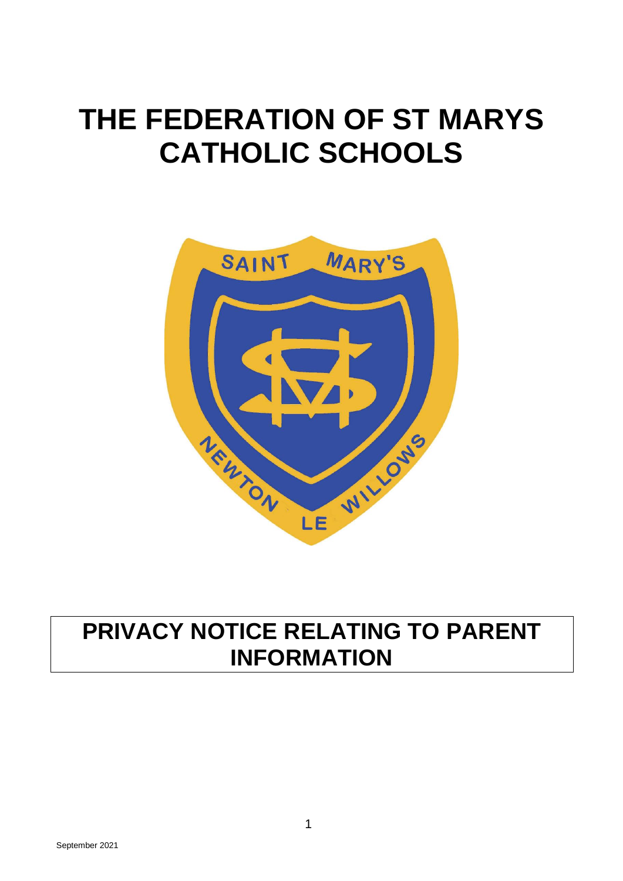# THE FEDERATION OF ST MARYS CATHOLIC SCHOOLS

SAINT MARY'S

NEWTON LE WILLOWS

## PRIVACY NOTICE RELATING TO PARENT INFORMATION

September 2021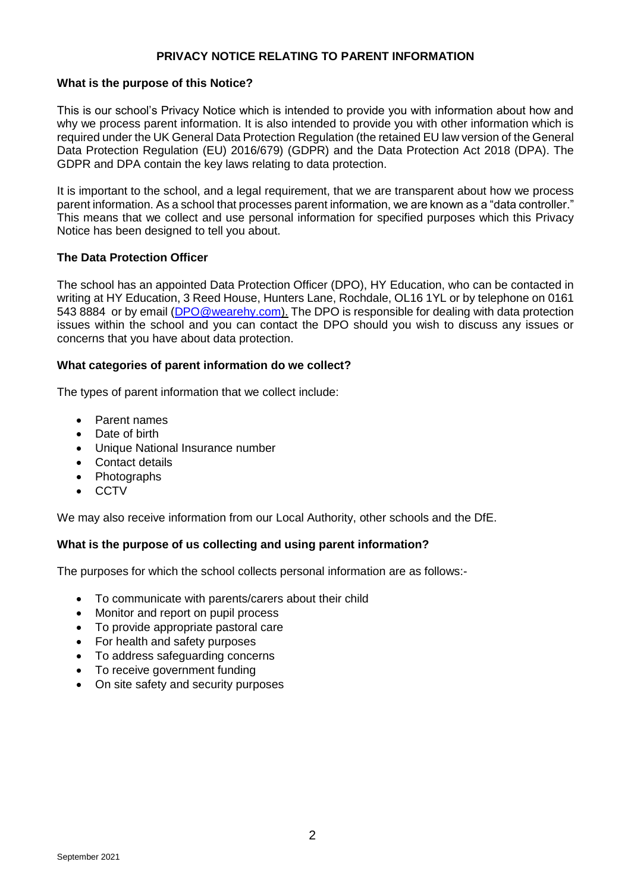## PRIVACY NOTICE RELATING TO PARENT INFORMATION

### What is the purpose of this Notice?

This is our school's Privacy Notice which is intended to provide you with information about how and why we process parent information. It is also intended to provide you with other information which is required under the UK General Data Protection Regulation (the retained EU law version of the General Data Protection Regulation (EU) 2016/679) (GDPR) and the Data Protection Act 2018 (DPA). The GDPR and DPA contain the key laws relating to data protection.

It is important to the school, and a legal requirement, that we are transparent about how we process parent information. As a school that processes parent information, we are known as a "data controller." This means that we collect and use personal information for specified purposes which this Privacy Notice has been designed to tell you about.

### The Data Protection Officer

The school has an appointed Data Protection Officer (DPO), HY Education, who can be contacted in writing at HY Education, 3 Reed House, Hunters Lane, Rochdale, OL16 1YL or by telephone on 0161 543 8884 or by email (DPO@wearehy.com). The DPO is responsible for dealing with data protection issues within the school and you can contact the DPO should you wish to discuss any issues or concerns that you have about data protection.

### What categories of parent information do we collect?

The types of parent information that we collect include:

- Parent names
- Date of birth
- Unique National Insurance number
- Contact details
- Photographs
- CCTV

We may also receive information from our Local Authority, other schools and the DfE.

### What is the purpose of us collecting and using parent information?

The purposes for which the school collects personal information are as follows:-

- To communicate with parents/carers about their child
- Monitor and report on pupil process
- To provide appropriate pastoral care
- For health and safety purposes
- To address safeguarding concerns
- To receive government funding
- On site safety and security purposes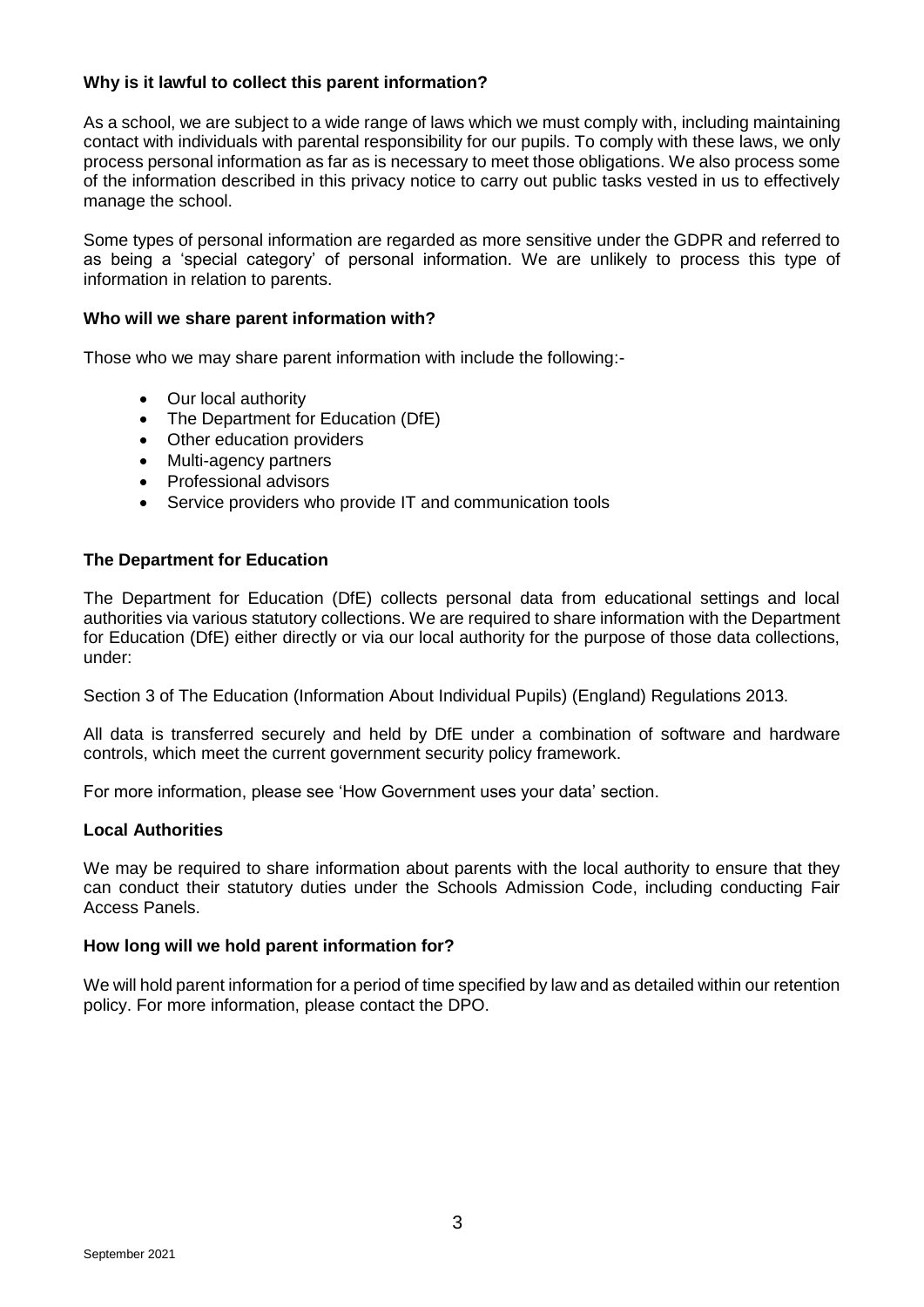**Why is it lawful to collect this parent information?**

As a school, we are subject to a wide range of laws which we must comply with, including maintaining contact with individuals with parental responsibility for our pupils. To comply with these laws, we only process personal information as far as is necessary to meet those obligations. We also process some of the information described in this privacy notice to carry out public tasks vested in us to effectively manage the school.

Some types of personal information are regarded as more sensitive under the GDPR and referred to as being a 'special category' of personal information. We are unlikely to process this type of information in relation to parents.

**Who will we share parent information with?**

Those who we may share parent information with include the following:-

- Our local authority
- The Department for Education (DfE)
- Other education providers
- Multi-agency partners
- Professional advisors
- Service providers who provide IT and communication tools

**The Department for Education**

The Department for Education (DfE) collects personal data from educational settings and local authorities via various statutory collections. We are required to share information with the Department for Education (DfE) either directly or via our local authority for the purpose of those data collections, under:

Section 3 of The Education (Information About Individual Pupils) (England) Regulations 2013.

All data is transferred securely and held by DfE under a combination of software and hardware controls, which meet the current government security policy framework.

For more information, please see 'How Government uses your data' section.

**Local Authorities**

We may be required to share information about parents with the local authority to ensure that they can conduct their statutory duties under the Schools Admission Code, including conducting Fair Access Panels.

**How long will we hold parent information for?**

We will hold parent information for a period of time specified by law and as detailed within our retention policy. For more information, please contact the DPO.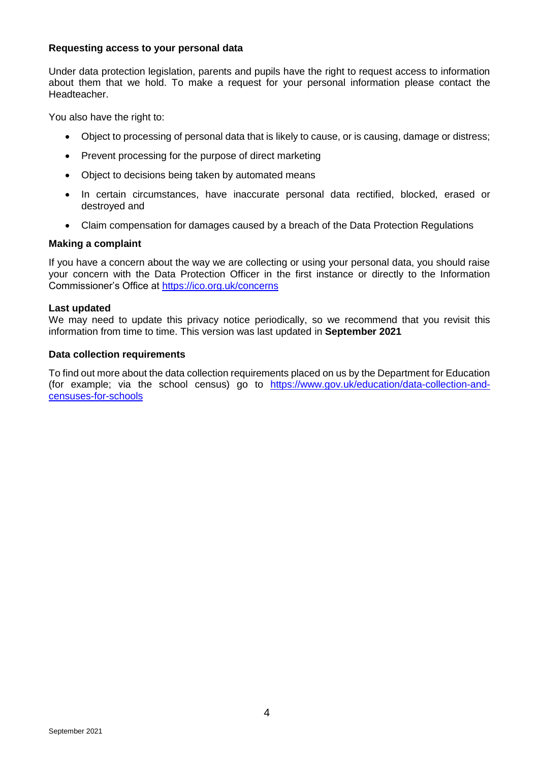**Requesting access to your personal data**

Under data protection legislation, parents and pupils have the right to request access to information about them that we hold. To make a request for your personal information please contact the Headteacher.

You also have the right to:

- Object to processing of personal data that is likely to cause, or is causing, damage or distress;
- Prevent processing for the purpose of direct marketing
- Object to decisions being taken by automated means
- In certain circumstances, have inaccurate personal data rectified, blocked, erased or destroyed and
- Claim compensation for damages caused by a breach of the Data Protection Regulations

**Making a complaint**

If you have a concern about the way we are collecting or using your personal data, you should raise your concern with the Data Protection Officer in the first instance or directly to the Information Commissioner's Office at https://ico.org.uk/concerns

**Last updated**

We may need to update this privacy notice periodically, so we recommend that you revisit this information from time to time. This version was last updated in **September 2021**

**Data collection requirements**

To find out more about the data collection requirements placed on us by the Department for Education (for example; via the school census) go to https://www.gov.uk/education/data-collection-and-censuses-for-schools